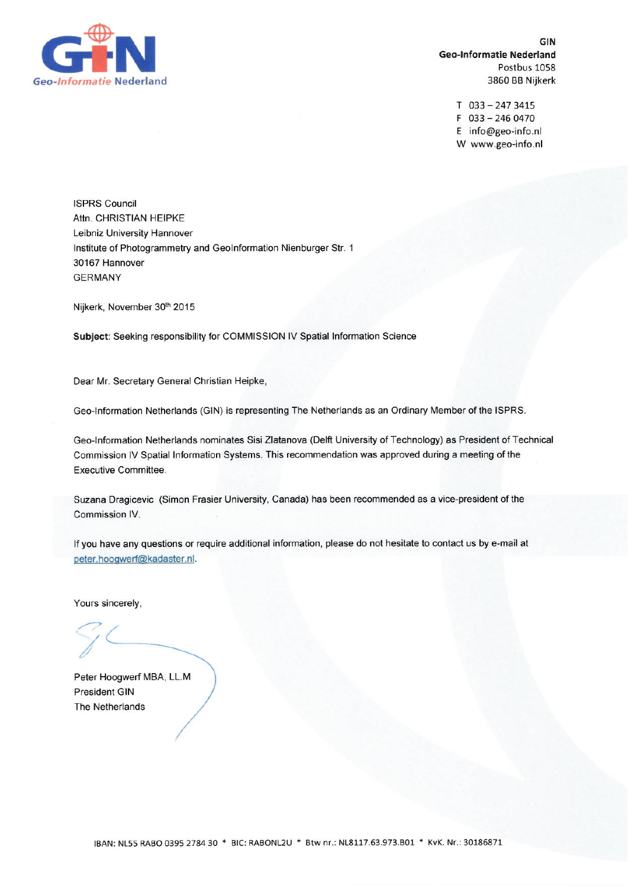GIN
**Geo-Informatie Nederland**
Postbus 1058
3860 BB Nijkerk

T 033 – 247 3415
F 033 – 246 0470
E info@geo-info.nl
W www.geo-info.nl

ISPRS Council
Attn. CHRISTIAN HEIPKE
Leibniz University Hannover
Institute of Photogrammetry and GeoInformation Nienburger Str. 1
30167 Hannover
GERMANY

Nijkerk, November 30th 2015

**Subject**: Seeking responsibility for COMMISSION IV Spatial Information Science

Dear Mr. Secretary General Christian Heipke,

Geo-Information Netherlands (GIN) is representing The Netherlands as an Ordinary Member of the ISPRS.

Geo-Information Netherlands nominates Sisi Zlatanova (Delft University of Technology) as President of Technical Commission IV Spatial Information Systems. This recommendation was approved during a meeting of the Executive Committee.

Suzana Dragicevic (Simon Frasier University, Canada) has been recommended as a vice-president of the Commission IV.

If you have any questions or require additional information, please do not hesitate to contact us by e-mail at peter.hoogwerf@kadaster.nl.

Yours sincerely,

Peter Hoogwerf MBA, LL.M
President GIN
The Netherlands

IBAN: NL55 RABO 0395 2784 30 * BIC: RABONL2U * Btw nr.: NL8117.63.973.B01 * KvK. Nr.: 30186871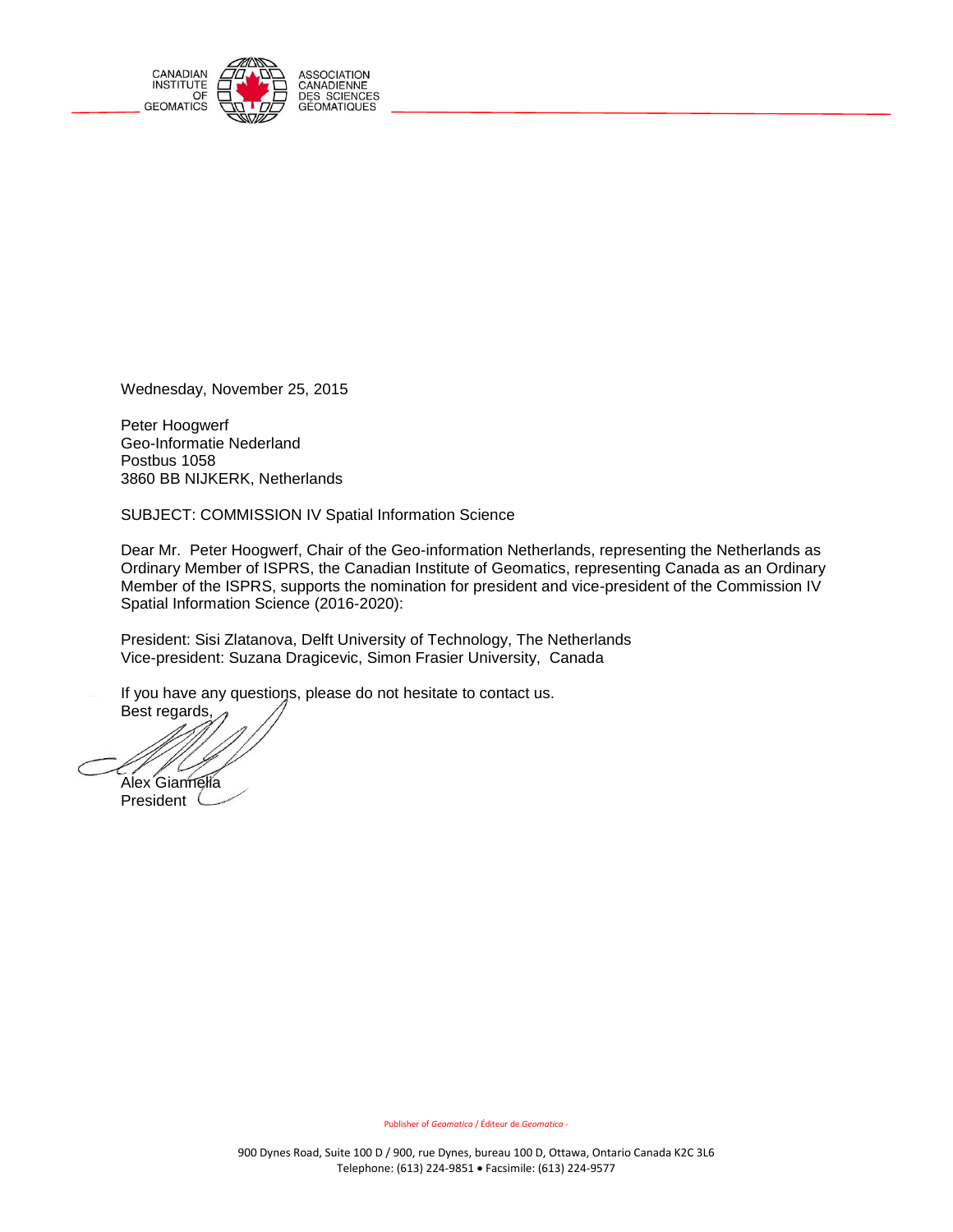CANADIAN INSTITUTE OF GEOMATICS — ASSOCIATION CANADIENNE DES SCIENCES GÉOMATIQUES

Wednesday, November 25, 2015

Peter Hoogwerf
Geo-Informatie Nederland
Postbus 1058
3860 BB NIJKERK, Netherlands

SUBJECT: COMMISSION IV Spatial Information Science

Dear Mr. Peter Hoogwerf, Chair of the Geo-information Netherlands, representing the Netherlands as Ordinary Member of ISPRS, the Canadian Institute of Geomatics, representing Canada as an Ordinary Member of the ISPRS, supports the nomination for president and vice-president of the Commission IV Spatial Information Science (2016-2020):

President: Sisi Zlatanova, Delft University of Technology, The Netherlands
Vice-president: Suzana Dragicevic, Simon Frasier University, Canada

If you have any questions, please do not hesitate to contact us.
Best regards,

Alex Giannelia
President

Publisher of *Geomatica* / Éditeur de *Geomatica* -

900 Dynes Road, Suite 100 D / 900, rue Dynes, bureau 100 D, Ottawa, Ontario Canada K2C 3L6
Telephone: (613) 224-9851 • Facsimile: (613) 224-9577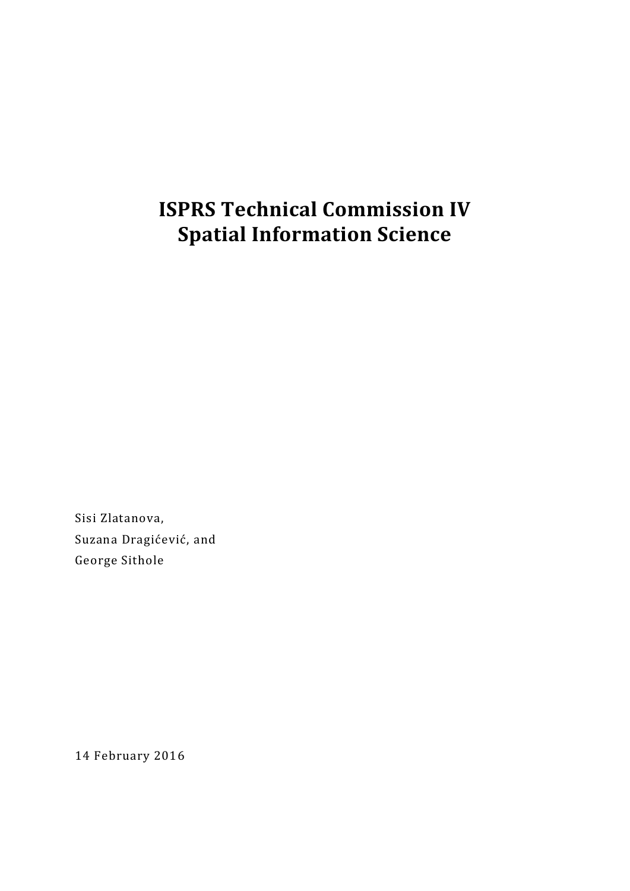# ISPRS Technical Commission IV
# Spatial Information Science

Sisi Zlatanova,
Suzana Dragićević, and
George Sithole

14 February 2016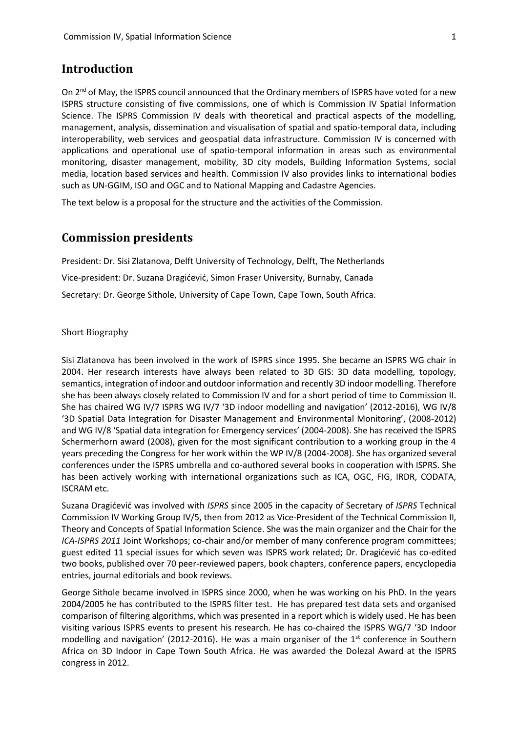## Introduction

On 2[nd] of May, the ISPRS council announced that the Ordinary members of ISPRS have voted for a new ISPRS structure consisting of five commissions, one of which is Commission IV Spatial Information Science. The ISPRS Commission IV deals with theoretical and practical aspects of the modelling, management, analysis, dissemination and visualisation of spatial and spatio-temporal data, including interoperability, web services and geospatial data infrastructure. Commission IV is concerned with applications and operational use of spatio-temporal information in areas such as environmental monitoring, disaster management, mobility, 3D city models, Building Information Systems, social media, location based services and health. Commission IV also provides links to international bodies such as UN-GGIM, ISO and OGC and to National Mapping and Cadastre Agencies.

The text below is a proposal for the structure and the activities of the Commission.

## Commission presidents

President: Dr. Sisi Zlatanova, Delft University of Technology, Delft, The Netherlands

Vice-president: Dr. Suzana Dragićević, Simon Fraser University, Burnaby, Canada

Secretary: Dr. George Sithole, University of Cape Town, Cape Town, South Africa.

### Short Biography

Sisi Zlatanova has been involved in the work of ISPRS since 1995. She became an ISPRS WG chair in 2004. Her research interests have always been related to 3D GIS: 3D data modelling, topology, semantics, integration of indoor and outdoor information and recently 3D indoor modelling. Therefore she has been always closely related to Commission IV and for a short period of time to Commission II. She has chaired WG IV/7 ISPRS WG IV/7 '3D indoor modelling and navigation' (2012-2016), WG IV/8 '3D Spatial Data Integration for Disaster Management and Environmental Monitoring', (2008-2012) and WG IV/8 'Spatial data integration for Emergency services' (2004-2008). She has received the ISPRS Schermerhorn award (2008), given for the most significant contribution to a working group in the 4 years preceding the Congress for her work within the WP IV/8 (2004-2008). She has organized several conferences under the ISPRS umbrella and co-authored several books in cooperation with ISPRS. She has been actively working with international organizations such as ICA, OGC, FIG, IRDR, CODATA, ISCRAM etc.

Suzana Dragićević was involved with *ISPRS* since 2005 in the capacity of Secretary of *ISPRS* Technical Commission IV Working Group IV/5, then from 2012 as Vice-President of the Technical Commission II, Theory and Concepts of Spatial Information Science. She was the main organizer and the Chair for the *ICA-ISPRS 2011* Joint Workshops; co-chair and/or member of many conference program committees; guest edited 11 special issues for which seven was ISPRS work related; Dr. Dragićević has co-edited two books, published over 70 peer-reviewed papers, book chapters, conference papers, encyclopedia entries, journal editorials and book reviews.

George Sithole became involved in ISPRS since 2000, when he was working on his PhD. In the years 2004/2005 he has contributed to the ISPRS filter test. He has prepared test data sets and organised comparison of filtering algorithms, which was presented in a report which is widely used. He has been visiting various ISPRS events to present his research. He has co-chaired the ISPRS WG/7 '3D Indoor modelling and navigation' (2012-2016). He was a main organiser of the 1[st] conference in Southern Africa on 3D Indoor in Cape Town South Africa. He was awarded the Dolezal Award at the ISPRS congress in 2012.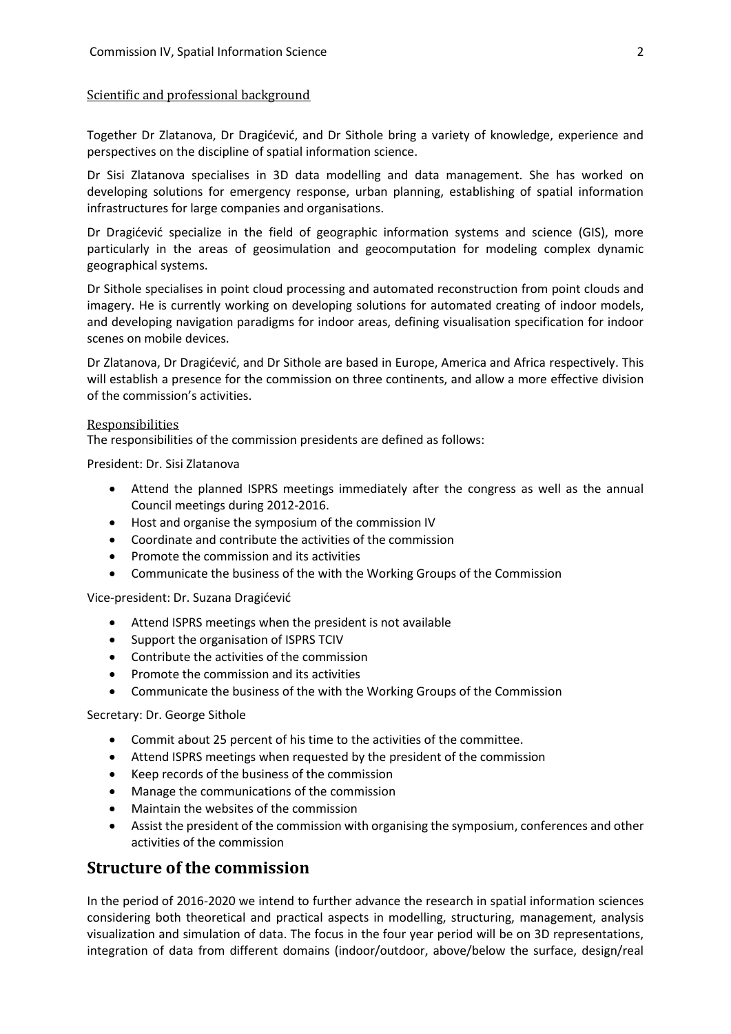### Scientific and professional background

Together Dr Zlatanova, Dr Dragićević, and Dr Sithole bring a variety of knowledge, experience and perspectives on the discipline of spatial information science.

Dr Sisi Zlatanova specialises in 3D data modelling and data management. She has worked on developing solutions for emergency response, urban planning, establishing of spatial information infrastructures for large companies and organisations.

Dr Dragićević specialize in the field of geographic information systems and science (GIS), more particularly in the areas of geosimulation and geocomputation for modeling complex dynamic geographical systems.

Dr Sithole specialises in point cloud processing and automated reconstruction from point clouds and imagery. He is currently working on developing solutions for automated creating of indoor models, and developing navigation paradigms for indoor areas, defining visualisation specification for indoor scenes on mobile devices.

Dr Zlatanova, Dr Dragićević, and Dr Sithole are based in Europe, America and Africa respectively. This will establish a presence for the commission on three continents, and allow a more effective division of the commission's activities.

### Responsibilities

The responsibilities of the commission presidents are defined as follows:

President: Dr. Sisi Zlatanova

- Attend the planned ISPRS meetings immediately after the congress as well as the annual Council meetings during 2012-2016.
- Host and organise the symposium of the commission IV
- Coordinate and contribute the activities of the commission
- Promote the commission and its activities
- Communicate the business of the with the Working Groups of the Commission

Vice-president: Dr. Suzana Dragićević

- Attend ISPRS meetings when the president is not available
- Support the organisation of ISPRS TCIV
- Contribute the activities of the commission
- Promote the commission and its activities
- Communicate the business of the with the Working Groups of the Commission

Secretary: Dr. George Sithole

- Commit about 25 percent of his time to the activities of the committee.
- Attend ISPRS meetings when requested by the president of the commission
- Keep records of the business of the commission
- Manage the communications of the commission
- Maintain the websites of the commission
- Assist the president of the commission with organising the symposium, conferences and other activities of the commission

## Structure of the commission

In the period of 2016-2020 we intend to further advance the research in spatial information sciences considering both theoretical and practical aspects in modelling, structuring, management, analysis visualization and simulation of data. The focus in the four year period will be on 3D representations, integration of data from different domains (indoor/outdoor, above/below the surface, design/real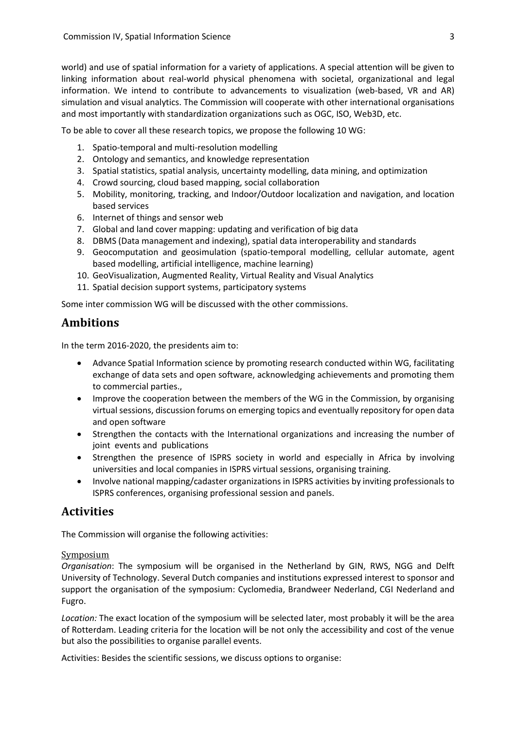world) and use of spatial information for a variety of applications. A special attention will be given to linking information about real-world physical phenomena with societal, organizational and legal information. We intend to contribute to advancements to visualization (web-based, VR and AR) simulation and visual analytics. The Commission will cooperate with other international organisations and most importantly with standardization organizations such as OGC, ISO, Web3D, etc.

To be able to cover all these research topics, we propose the following 10 WG:

1. Spatio-temporal and multi-resolution modelling
2. Ontology and semantics, and knowledge representation
3. Spatial statistics, spatial analysis, uncertainty modelling, data mining, and optimization
4. Crowd sourcing, cloud based mapping, social collaboration
5. Mobility, monitoring, tracking, and Indoor/Outdoor localization and navigation, and location based services
6. Internet of things and sensor web
7. Global and land cover mapping: updating and verification of big data
8. DBMS (Data management and indexing), spatial data interoperability and standards
9. Geocomputation and geosimulation (spatio-temporal modelling, cellular automate, agent based modelling, artificial intelligence, machine learning)
10. GeoVisualization, Augmented Reality, Virtual Reality and Visual Analytics
11. Spatial decision support systems, participatory systems

Some inter commission WG will be discussed with the other commissions.

## Ambitions

In the term 2016-2020, the presidents aim to:

- Advance Spatial Information science by promoting research conducted within WG, facilitating exchange of data sets and open software, acknowledging achievements and promoting them to commercial parties.,
- Improve the cooperation between the members of the WG in the Commission, by organising virtual sessions, discussion forums on emerging topics and eventually repository for open data and open software
- Strengthen the contacts with the International organizations and increasing the number of joint events and publications
- Strengthen the presence of ISPRS society in world and especially in Africa by involving universities and local companies in ISPRS virtual sessions, organising training.
- Involve national mapping/cadaster organizations in ISPRS activities by inviting professionals to ISPRS conferences, organising professional session and panels.

## Activities

The Commission will organise the following activities:

### Symposium

*Organisation*: The symposium will be organised in the Netherland by GIN, RWS, NGG and Delft University of Technology. Several Dutch companies and institutions expressed interest to sponsor and support the organisation of the symposium: Cyclomedia, Brandweer Nederland, CGI Nederland and Fugro.

*Location:* The exact location of the symposium will be selected later, most probably it will be the area of Rotterdam. Leading criteria for the location will be not only the accessibility and cost of the venue but also the possibilities to organise parallel events.

Activities: Besides the scientific sessions, we discuss options to organise: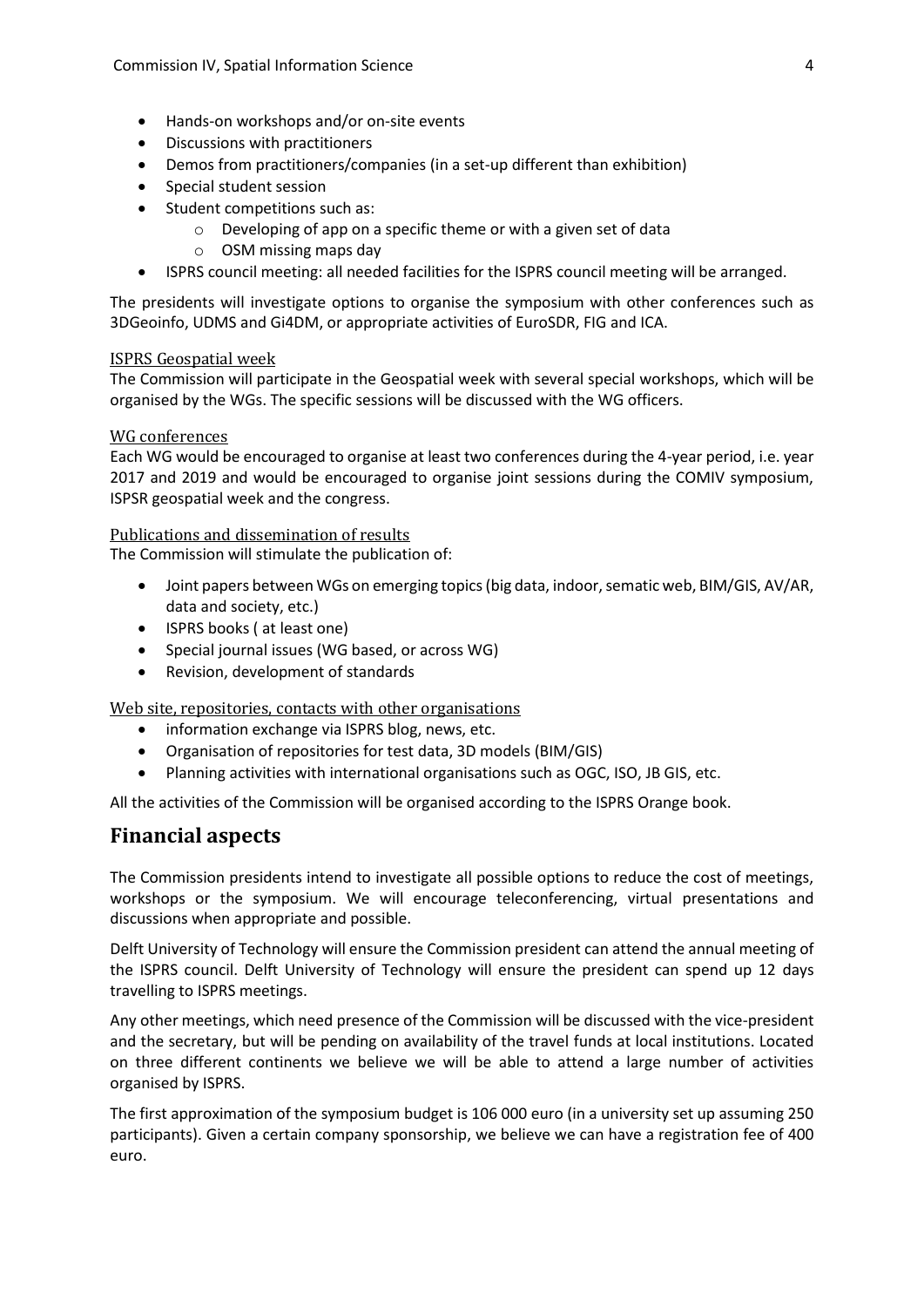- Hands-on workshops and/or on-site events
- Discussions with practitioners
- Demos from practitioners/companies (in a set-up different than exhibition)
- Special student session
- Student competitions such as:
    - Developing of app on a specific theme or with a given set of data
    - OSM missing maps day
- ISPRS council meeting: all needed facilities for the ISPRS council meeting will be arranged.

The presidents will investigate options to organise the symposium with other conferences such as 3DGeoinfo, UDMS and Gi4DM, or appropriate activities of EuroSDR, FIG and ICA.

ISPRS Geospatial week

The Commission will participate in the Geospatial week with several special workshops, which will be organised by the WGs. The specific sessions will be discussed with the WG officers.

WG conferences

Each WG would be encouraged to organise at least two conferences during the 4-year period, i.e. year 2017 and 2019 and would be encouraged to organise joint sessions during the COMIV symposium, ISPSR geospatial week and the congress.

Publications and dissemination of results

The Commission will stimulate the publication of:

- Joint papers between WGs on emerging topics (big data, indoor, sematic web, BIM/GIS, AV/AR, data and society, etc.)
- ISPRS books ( at least one)
- Special journal issues (WG based, or across WG)
- Revision, development of standards

Web site, repositories, contacts with other organisations

- information exchange via ISPRS blog, news, etc.
- Organisation of repositories for test data, 3D models (BIM/GIS)
- Planning activities with international organisations such as OGC, ISO, JB GIS, etc.

All the activities of the Commission will be organised according to the ISPRS Orange book.

## Financial aspects

The Commission presidents intend to investigate all possible options to reduce the cost of meetings, workshops or the symposium. We will encourage teleconferencing, virtual presentations and discussions when appropriate and possible.

Delft University of Technology will ensure the Commission president can attend the annual meeting of the ISPRS council. Delft University of Technology will ensure the president can spend up 12 days travelling to ISPRS meetings.

Any other meetings, which need presence of the Commission will be discussed with the vice-president and the secretary, but will be pending on availability of the travel funds at local institutions. Located on three different continents we believe we will be able to attend a large number of activities organised by ISPRS.

The first approximation of the symposium budget is 106 000 euro (in a university set up assuming 250 participants). Given a certain company sponsorship, we believe we can have a registration fee of 400 euro.